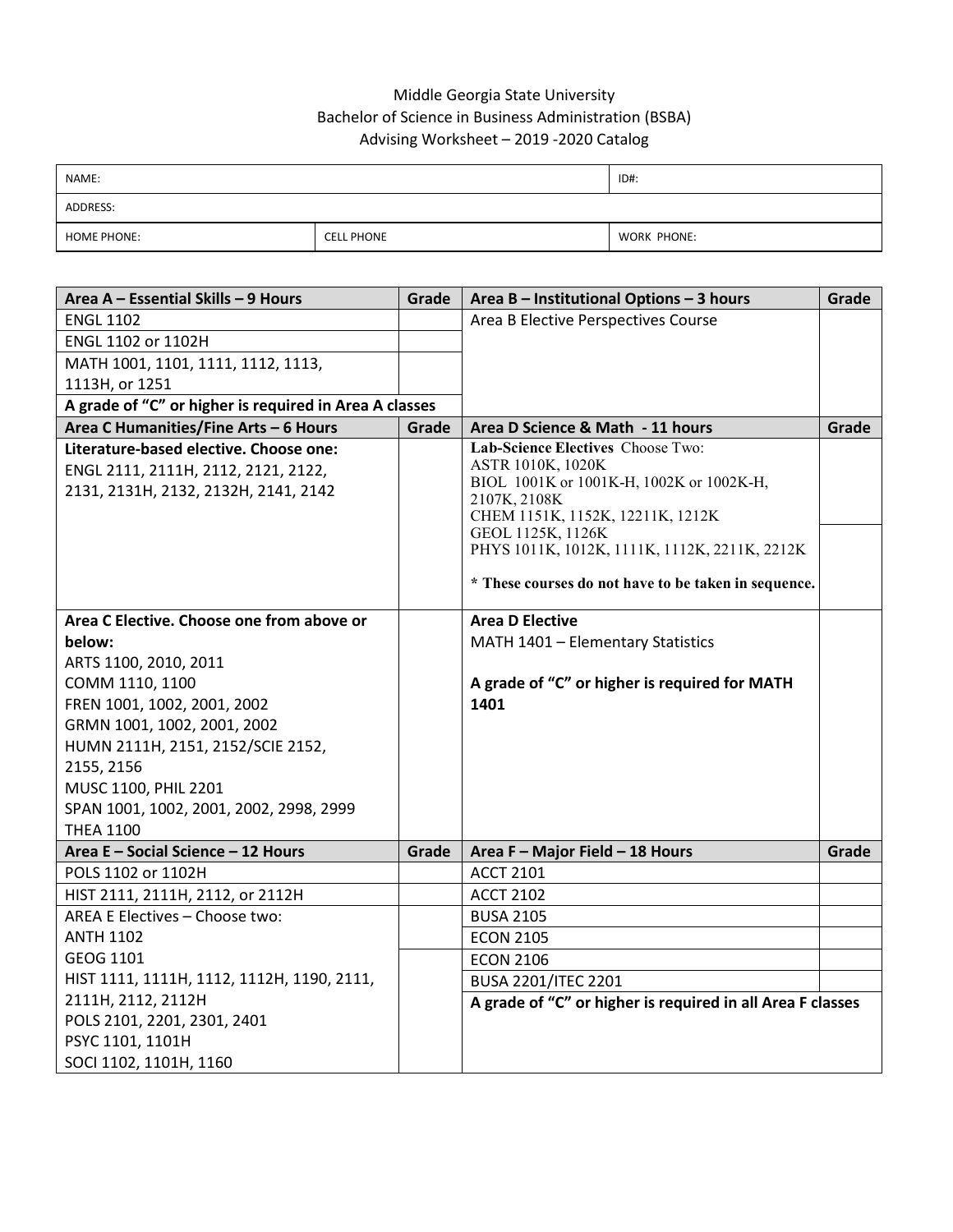Middle Georgia State University
Bachelor of Science in Business Administration (BSBA)
Advising Worksheet – 2019 -2020 Catalog

| NAME: | | ID#: |
|---|---|---|
| ADDRESS: | | |
| HOME PHONE: | CELL PHONE | WORK PHONE: |

| Area A – Essential Skills – 9 Hours | Grade | Area B – Institutional Options – 3 hours | Grade |
|---|---|---|---|
| ENGL 1102 | | Area B Elective Perspectives Course | |
| ENGL 1102 or 1102H | | | |
| MATH 1001, 1101, 1111, 1112, 1113, 1113H, or 1251 | | | |
| **A grade of "C" or higher is required in Area A classes** | | | |
| **Area C Humanities/Fine Arts – 6 Hours** | **Grade** | **Area D Science & Math - 11 hours** | **Grade** |
| **Literature-based elective. Choose one:** ENGL 2111, 2111H, 2112, 2121, 2122, 2131, 2131H, 2132, 2132H, 2141, 2142 | | **Lab-Science Electives** Choose Two: ASTR 1010K, 1020K BIOL 1001K or 1001K-H, 1002K or 1002K-H, 2107K, 2108K CHEM 1151K, 1152K, 12211K, 1212K GEOL 1125K, 1126K PHYS 1011K, 1012K, 1111K, 1112K, 2211K, 2212K **\* These courses do not have to be taken in sequence.** | |
| **Area C Elective. Choose one from above or below:** ARTS 1100, 2010, 2011 COMM 1110, 1100 FREN 1001, 1002, 2001, 2002 GRMN 1001, 1002, 2001, 2002 HUMN 2111H, 2151, 2152/SCIE 2152, 2155, 2156 MUSC 1100, PHIL 2201 SPAN 1001, 1002, 2001, 2002, 2998, 2999 THEA 1100 | | **Area D Elective** MATH 1401 – Elementary Statistics **A grade of "C" or higher is required for MATH 1401** | |
| **Area E – Social Science – 12 Hours** | **Grade** | **Area F – Major Field – 18 Hours** | **Grade** |
| POLS 1102 or 1102H | | ACCT 2101 | |
| HIST 2111, 2111H, 2112, or 2112H | | ACCT 2102 | |
| AREA E Electives – Choose two: | | BUSA 2105 | |
| ANTH 1102 | | ECON 2105 | |
| GEOG 1101 | | ECON 2106 | |
| HIST 1111, 1111H, 1112, 1112H, 1190, 2111, 2111H, 2112, 2112H | | BUSA 2201/ITEC 2201 | |
| POLS 2101, 2201, 2301, 2401 PSYC 1101, 1101H SOCI 1102, 1101H, 1160 | | **A grade of "C" or higher is required in all Area F classes** | |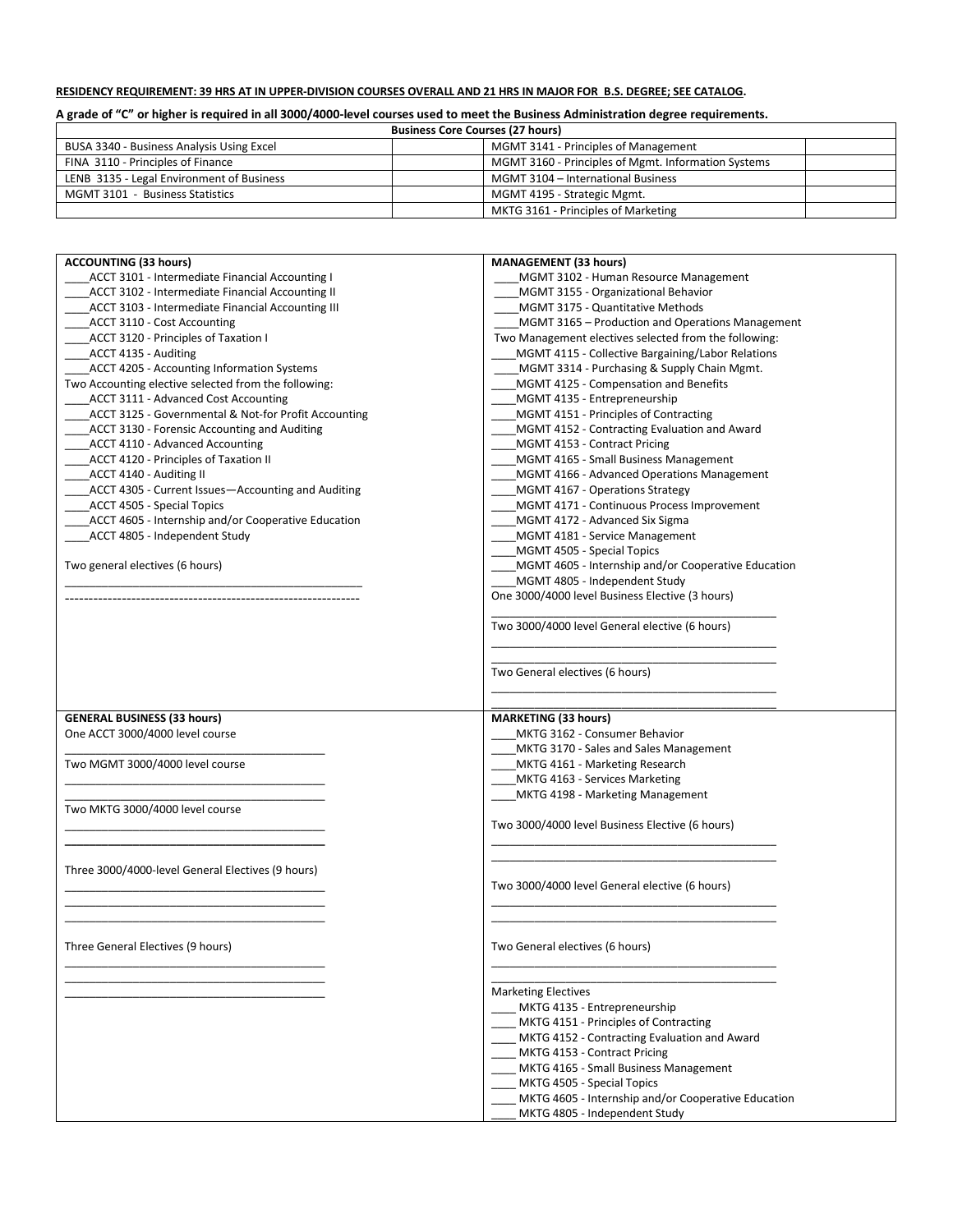**RESIDENCY REQUIREMENT: 39 HRS AT IN UPPER-DIVISION COURSES OVERALL AND 21 HRS IN MAJOR FOR B.S. DEGREE; SEE CATALOG.**

**A grade of "C" or higher is required in all 3000/4000-level courses used to meet the Business Administration degree requirements.**

| **Business Core Courses (27 hours)** | | | |
|---|---|---|---|
| BUSA 3340 - Business Analysis Using Excel | | MGMT 3141 - Principles of Management | |
| FINA 3110 - Principles of Finance | | MGMT 3160 - Principles of Mgmt. Information Systems | |
| LENB 3135 - Legal Environment of Business | | MGMT 3104 – International Business | |
| MGMT 3101 - Business Statistics | | MGMT 4195 - Strategic Mgmt. | |
| | | MKTG 3161 - Principles of Marketing | |

**ACCOUNTING (33 hours)**

____ACCT 3101 - Intermediate Financial Accounting I
____ACCT 3102 - Intermediate Financial Accounting II
____ACCT 3103 - Intermediate Financial Accounting III
____ACCT 3110 - Cost Accounting
____ACCT 3120 - Principles of Taxation I
____ACCT 4135 - Auditing
____ACCT 4205 - Accounting Information Systems

Two Accounting elective selected from the following:

____ACCT 3111 - Advanced Cost Accounting
____ACCT 3125 - Governmental & Not-for Profit Accounting
____ACCT 3130 - Forensic Accounting and Auditing
____ACCT 4110 - Advanced Accounting
____ACCT 4120 - Principles of Taxation II
____ACCT 4140 - Auditing II
____ACCT 4305 - Current Issues—Accounting and Auditing
____ACCT 4505 - Special Topics
____ACCT 4605 - Internship and/or Cooperative Education
____ACCT 4805 - Independent Study

Two general electives (6 hours)

____________________________________________________

------------------------------------------------------------

**MANAGEMENT (33 hours)**

____MGMT 3102 - Human Resource Management
____MGMT 3155 - Organizational Behavior
____MGMT 3175 - Quantitative Methods
____MGMT 3165 – Production and Operations Management

Two Management electives selected from the following:

____MGMT 4115 - Collective Bargaining/Labor Relations
____MGMT 3314 - Purchasing & Supply Chain Mgmt.
____MGMT 4125 - Compensation and Benefits
____MGMT 4135 - Entrepreneurship
____MGMT 4151 - Principles of Contracting
____MGMT 4152 - Contracting Evaluation and Award
____MGMT 4153 - Contract Pricing
____MGMT 4165 - Small Business Management
____MGMT 4166 - Advanced Operations Management
____MGMT 4167 - Operations Strategy
____MGMT 4171 - Continuous Process Improvement
____MGMT 4172 - Advanced Six Sigma
____MGMT 4181 - Service Management
____MGMT 4505 - Special Topics
____MGMT 4605 - Internship and/or Cooperative Education
____MGMT 4805 - Independent Study

One 3000/4000 level Business Elective (3 hours)

________________________________________________

Two 3000/4000 level General elective (6 hours)

________________________________________________
________________________________________________

Two General electives (6 hours)

________________________________________________
________________________________________________

**GENERAL BUSINESS (33 hours)**

One ACCT 3000/4000 level course

____________________________________________

Two MGMT 3000/4000 level course

____________________________________________
____________________________________________

Two MKTG 3000/4000 level course

____________________________________________
____________________________________________

Three 3000/4000-level General Electives (9 hours)

____________________________________________
____________________________________________
____________________________________________

Three General Electives (9 hours)

____________________________________________
____________________________________________
____________________________________________

**MARKETING (33 hours)**

____MKTG 3162 - Consumer Behavior
____MKTG 3170 - Sales and Sales Management
____MKTG 4161 - Marketing Research
____MKTG 4163 - Services Marketing
____MKTG 4198 - Marketing Management

Two 3000/4000 level Business Elective (6 hours)

________________________________________________
________________________________________________

Two 3000/4000 level General elective (6 hours)

________________________________________________
________________________________________________

Two General electives (6 hours)

________________________________________________
________________________________________________

Marketing Electives

____ MKTG 4135 - Entrepreneurship
____ MKTG 4151 - Principles of Contracting
____ MKTG 4152 - Contracting Evaluation and Award
____ MKTG 4153 - Contract Pricing
____ MKTG 4165 - Small Business Management
____ MKTG 4505 - Special Topics
____ MKTG 4605 - Internship and/or Cooperative Education
____ MKTG 4805 - Independent Study